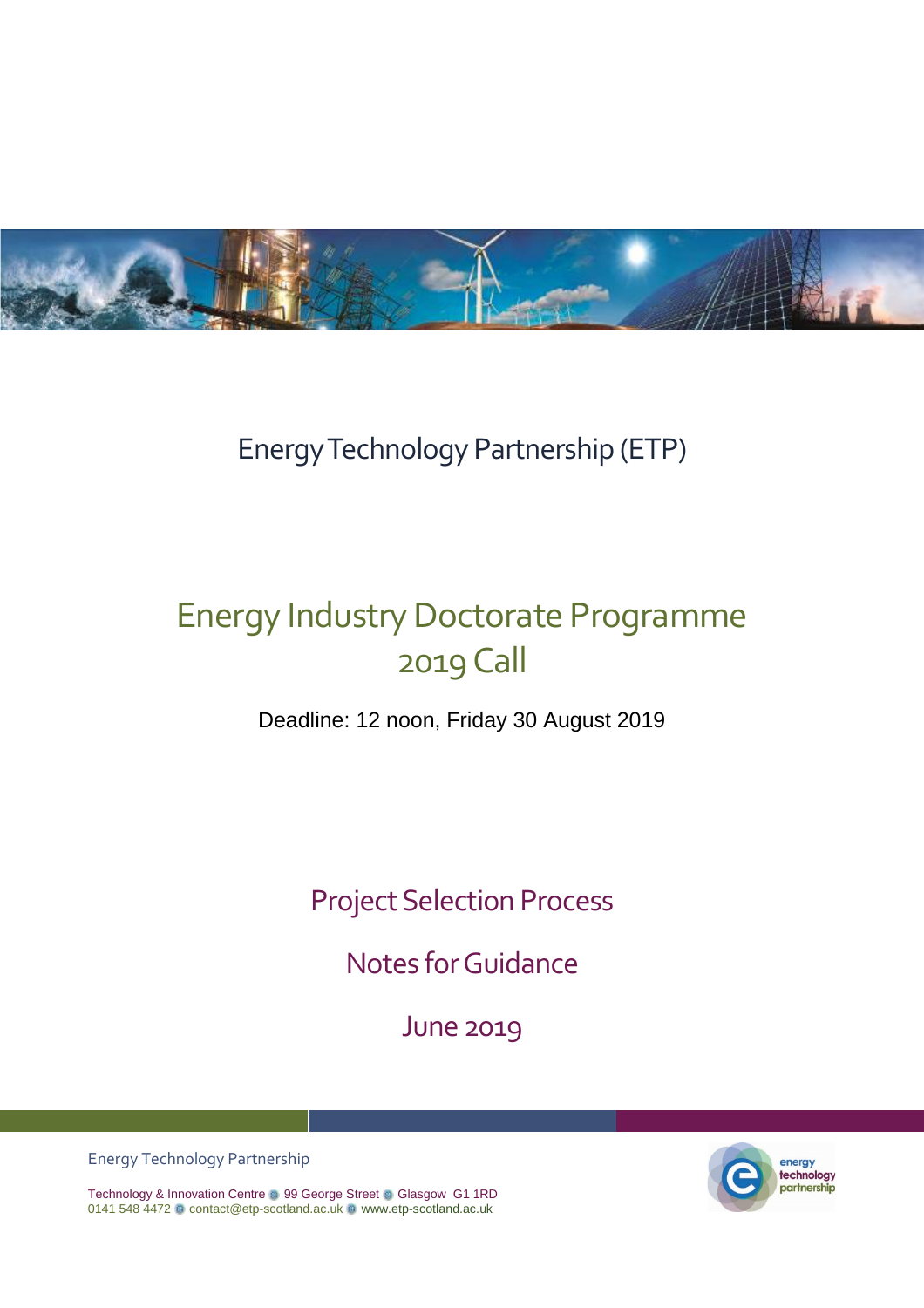Energy Technology Partnership (ETP)

# Energy Industry Doctorate Programme 2019 Call

Deadline: 12 noon, Friday 30 August 2019

## Project Selection Process

## Notes for Guidance

## June 2019

Energy Technology Partnership

Technology & Innovation Centre ◉ 99 George Street ◉ Glasgow G1 1RD
0141 548 4472 ◉ contact@etp-scotland.ac.uk ◉ www.etp-scotland.ac.uk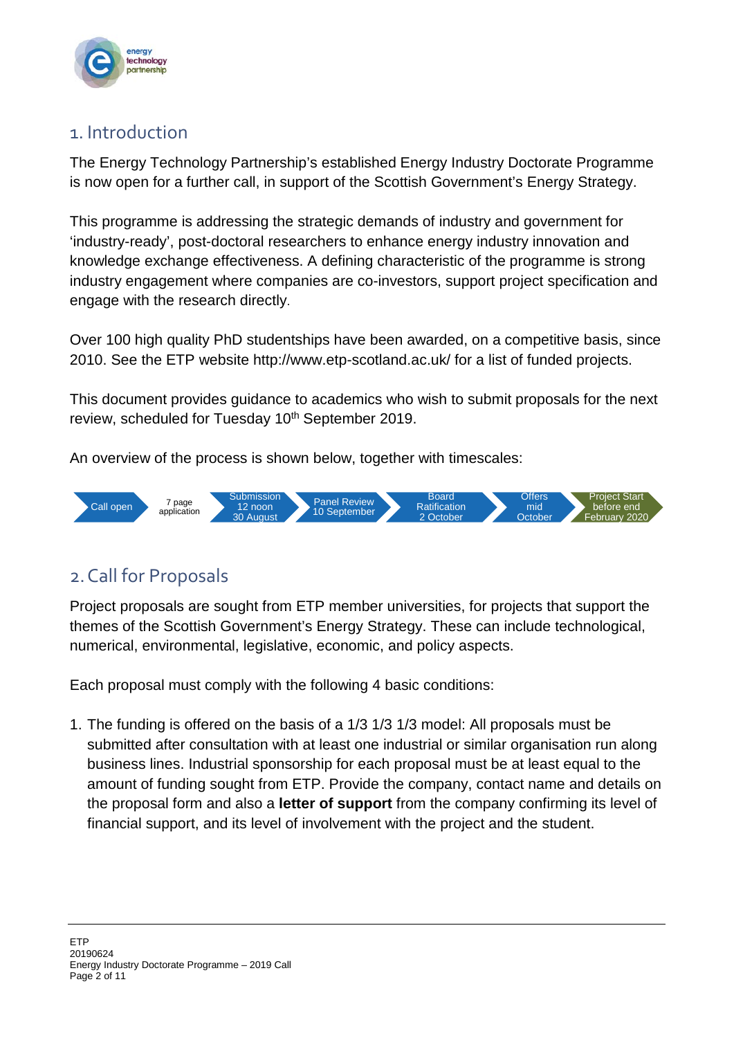## 1. Introduction

The Energy Technology Partnership's established Energy Industry Doctorate Programme is now open for a further call, in support of the Scottish Government's Energy Strategy.

This programme is addressing the strategic demands of industry and government for 'industry-ready', post-doctoral researchers to enhance energy industry innovation and knowledge exchange effectiveness. A defining characteristic of the programme is strong industry engagement where companies are co-investors, support project specification and engage with the research directly.

Over 100 high quality PhD studentships have been awarded, on a competitive basis, since 2010. See the ETP website http://www.etp-scotland.ac.uk/ for a list of funded projects.

This document provides guidance to academics who wish to submit proposals for the next review, scheduled for Tuesday 10th September 2019.

An overview of the process is shown below, together with timescales:

Call open → 7 page application → Submission 12 noon 30 August → Panel Review 10 September → Board Ratification 2 October → Offers mid October → Project Start before end February 2020

## 2. Call for Proposals

Project proposals are sought from ETP member universities, for projects that support the themes of the Scottish Government's Energy Strategy. These can include technological, numerical, environmental, legislative, economic, and policy aspects.

Each proposal must comply with the following 4 basic conditions:

1. The funding is offered on the basis of a 1/3 1/3 1/3 model: All proposals must be submitted after consultation with at least one industrial or similar organisation run along business lines. Industrial sponsorship for each proposal must be at least equal to the amount of funding sought from ETP. Provide the company, contact name and details on the proposal form and also a **letter of support** from the company confirming its level of financial support, and its level of involvement with the project and the student.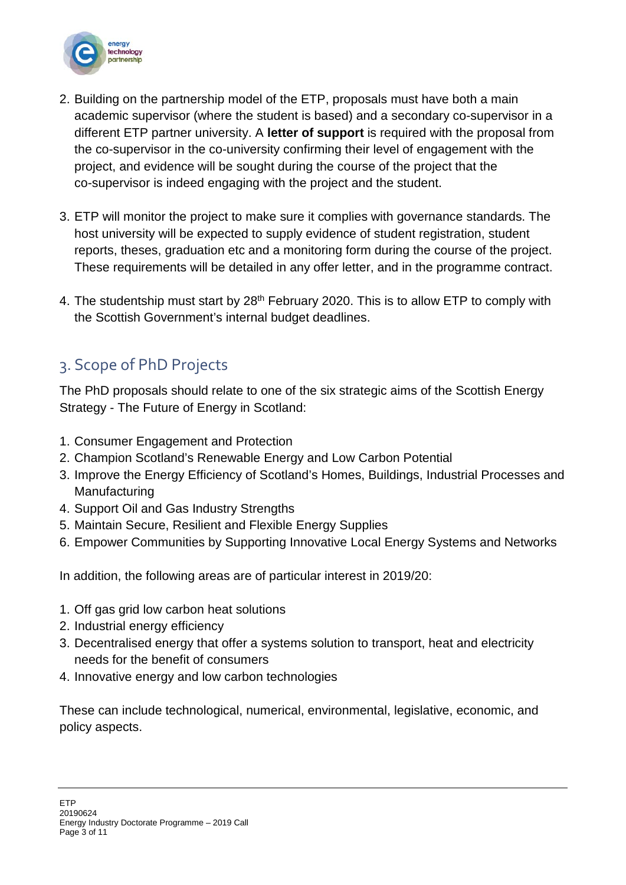2. Building on the partnership model of the ETP, proposals must have both a main academic supervisor (where the student is based) and a secondary co-supervisor in a different ETP partner university. A **letter of support** is required with the proposal from the co-supervisor in the co-university confirming their level of engagement with the project, and evidence will be sought during the course of the project that the co-supervisor is indeed engaging with the project and the student.

3. ETP will monitor the project to make sure it complies with governance standards. The host university will be expected to supply evidence of student registration, student reports, theses, graduation etc and a monitoring form during the course of the project. These requirements will be detailed in any offer letter, and in the programme contract.

4. The studentship must start by 28th February 2020. This is to allow ETP to comply with the Scottish Government's internal budget deadlines.

## 3. Scope of PhD Projects

The PhD proposals should relate to one of the six strategic aims of the Scottish Energy Strategy - The Future of Energy in Scotland:

1. Consumer Engagement and Protection
2. Champion Scotland's Renewable Energy and Low Carbon Potential
3. Improve the Energy Efficiency of Scotland's Homes, Buildings, Industrial Processes and Manufacturing
4. Support Oil and Gas Industry Strengths
5. Maintain Secure, Resilient and Flexible Energy Supplies
6. Empower Communities by Supporting Innovative Local Energy Systems and Networks

In addition, the following areas are of particular interest in 2019/20:

1. Off gas grid low carbon heat solutions
2. Industrial energy efficiency
3. Decentralised energy that offer a systems solution to transport, heat and electricity needs for the benefit of consumers
4. Innovative energy and low carbon technologies

These can include technological, numerical, environmental, legislative, economic, and policy aspects.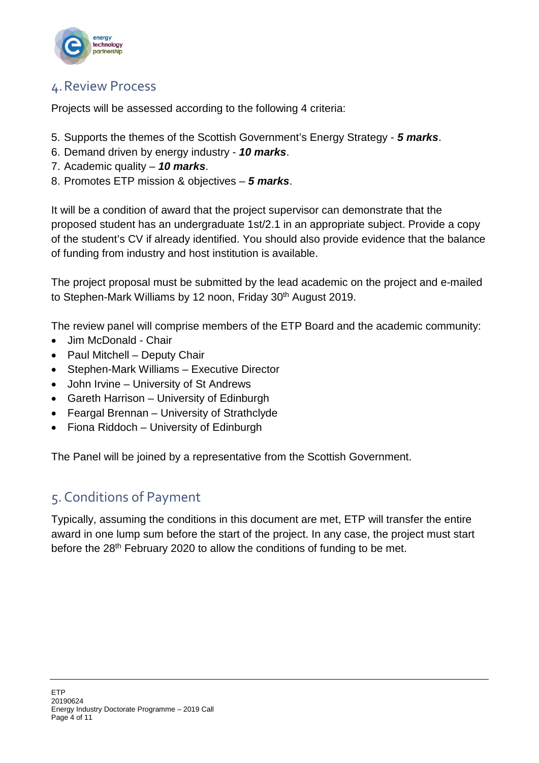## 4. Review Process

Projects will be assessed according to the following 4 criteria:

5. Supports the themes of the Scottish Government's Energy Strategy - ***5 marks***.
6. Demand driven by energy industry - ***10 marks***.
7. Academic quality – ***10 marks***.
8. Promotes ETP mission & objectives – ***5 marks***.

It will be a condition of award that the project supervisor can demonstrate that the proposed student has an undergraduate 1st/2.1 in an appropriate subject. Provide a copy of the student's CV if already identified. You should also provide evidence that the balance of funding from industry and host institution is available.

The project proposal must be submitted by the lead academic on the project and e-mailed to Stephen-Mark Williams by 12 noon, Friday 30th August 2019.

The review panel will comprise members of the ETP Board and the academic community:

- Jim McDonald - Chair
- Paul Mitchell – Deputy Chair
- Stephen-Mark Williams – Executive Director
- John Irvine – University of St Andrews
- Gareth Harrison – University of Edinburgh
- Feargal Brennan – University of Strathclyde
- Fiona Riddoch – University of Edinburgh

The Panel will be joined by a representative from the Scottish Government.

## 5. Conditions of Payment

Typically, assuming the conditions in this document are met, ETP will transfer the entire award in one lump sum before the start of the project. In any case, the project must start before the 28th February 2020 to allow the conditions of funding to be met.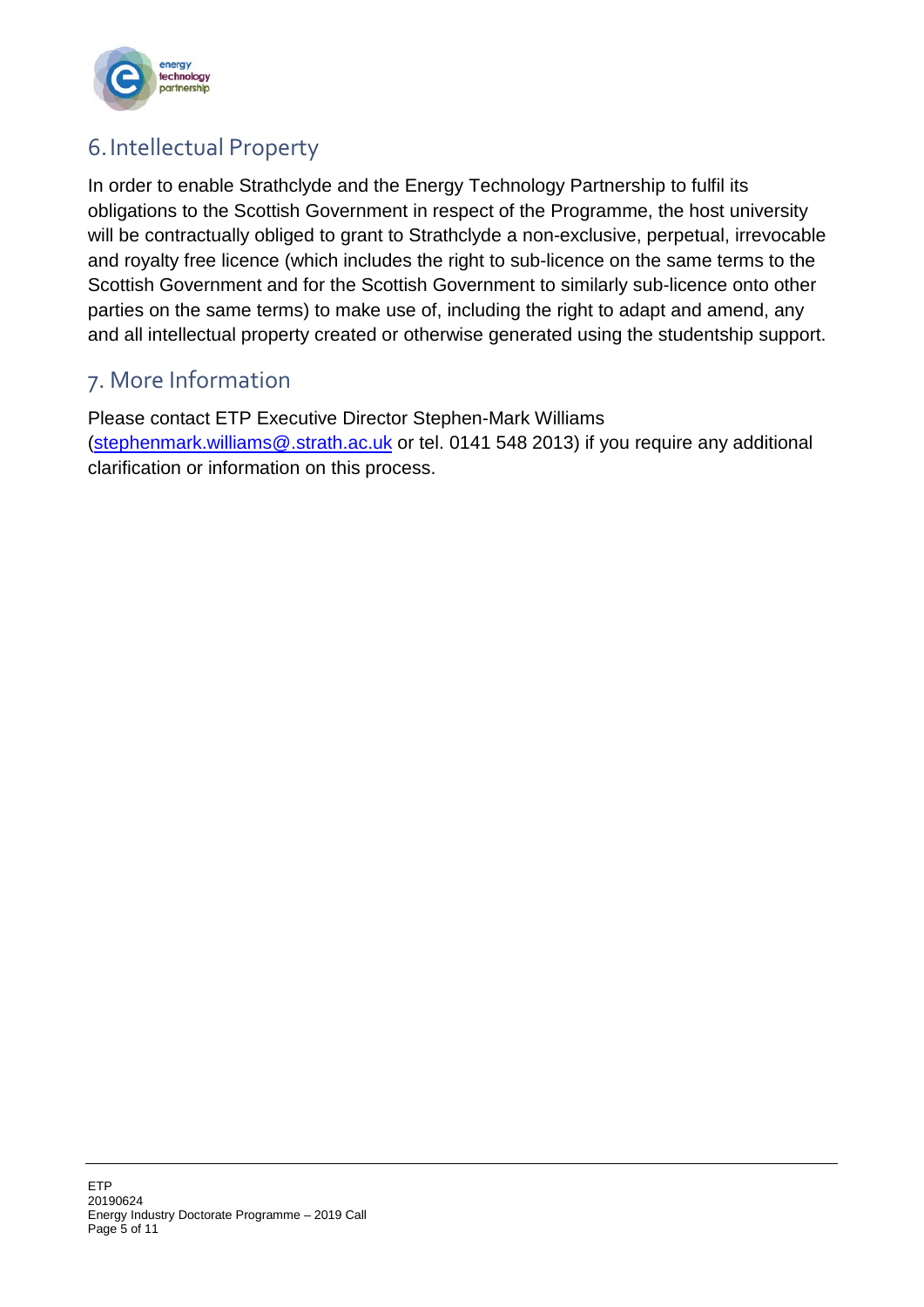## 6. Intellectual Property

In order to enable Strathclyde and the Energy Technology Partnership to fulfil its obligations to the Scottish Government in respect of the Programme, the host university will be contractually obliged to grant to Strathclyde a non-exclusive, perpetual, irrevocable and royalty free licence (which includes the right to sub-licence on the same terms to the Scottish Government and for the Scottish Government to similarly sub-licence onto other parties on the same terms) to make use of, including the right to adapt and amend, any and all intellectual property created or otherwise generated using the studentship support.

## 7. More Information

Please contact ETP Executive Director Stephen-Mark Williams (stephenmark.williams@.strath.ac.uk or tel. 0141 548 2013) if you require any additional clarification or information on this process.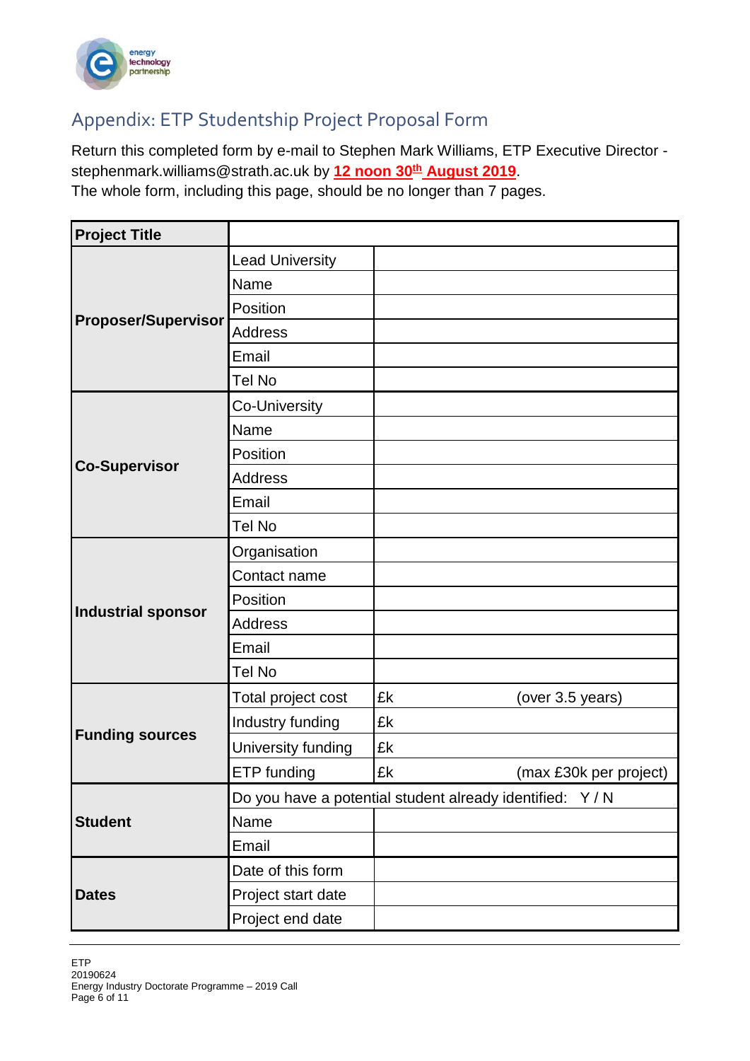## Appendix: ETP Studentship Project Proposal Form

Return this completed form by e-mail to Stephen Mark Williams, ETP Executive Director - stephenmark.williams@strath.ac.uk by **12 noon 30th August 2019**.
The whole form, including this page, should be no longer than 7 pages.

| **Project Title** | | |
|---|---|---|
| **Proposer/Supervisor** | Lead University | |
| | Name | |
| | Position | |
| | Address | |
| | Email | |
| | Tel No | |
| **Co-Supervisor** | Co-University | |
| | Name | |
| | Position | |
| | Address | |
| | Email | |
| | Tel No | |
| **Industrial sponsor** | Organisation | |
| | Contact name | |
| | Position | |
| | Address | |
| | Email | |
| | Tel No | |
| **Funding sources** | Total project cost | £k (over 3.5 years) |
| | Industry funding | £k |
| | University funding | £k |
| | ETP funding | £k (max £30k per project) |
| **Student** | Do you have a potential student already identified: Y / N | |
| | Name | |
| | Email | |
| **Dates** | Date of this form | |
| | Project start date | |
| | Project end date | |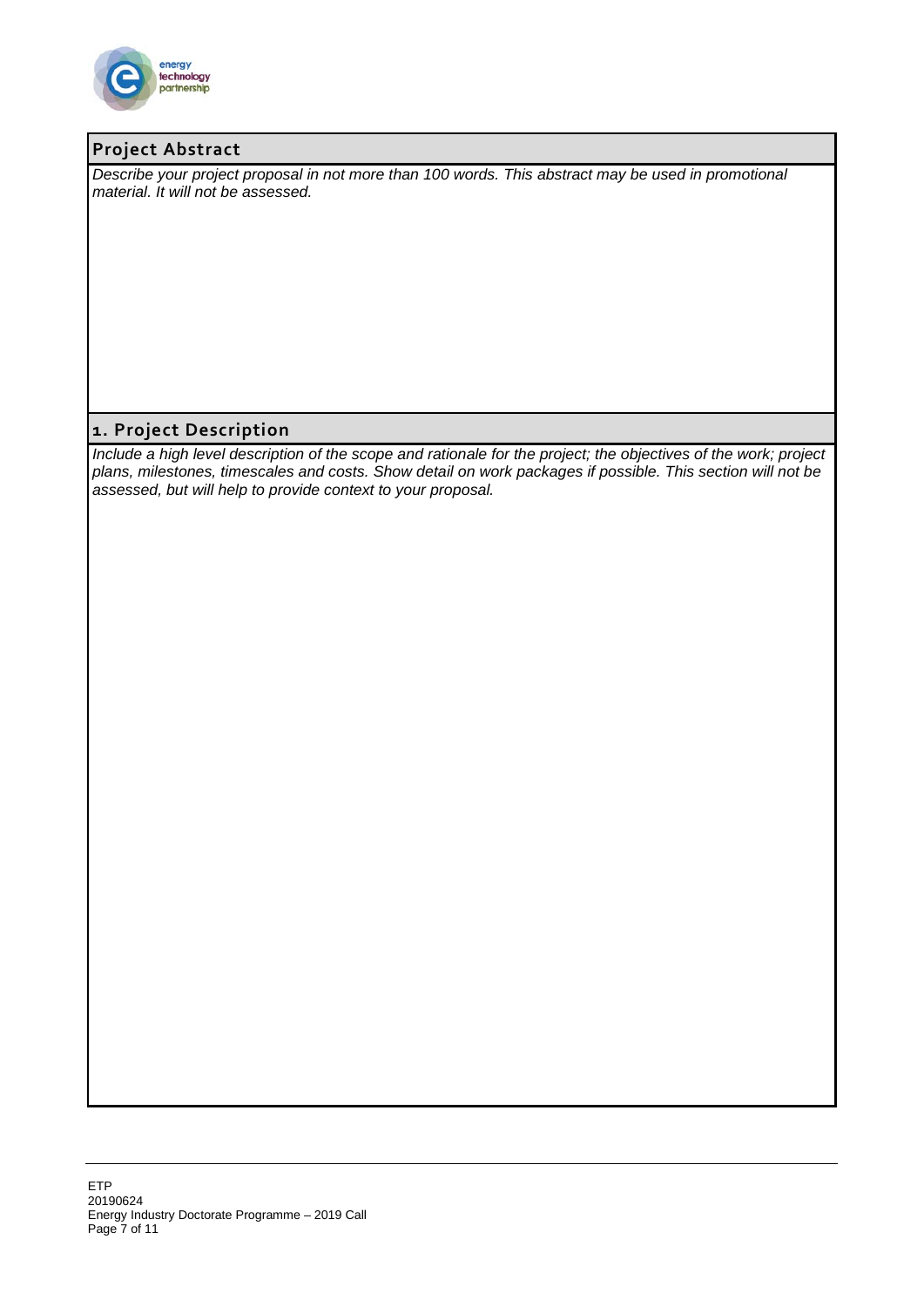## Project Abstract

*Describe your project proposal in not more than 100 words. This abstract may be used in promotional material. It will not be assessed.*

## 1. Project Description

*Include a high level description of the scope and rationale for the project; the objectives of the work; project plans, milestones, timescales and costs. Show detail on work packages if possible. This section will not be assessed, but will help to provide context to your proposal.*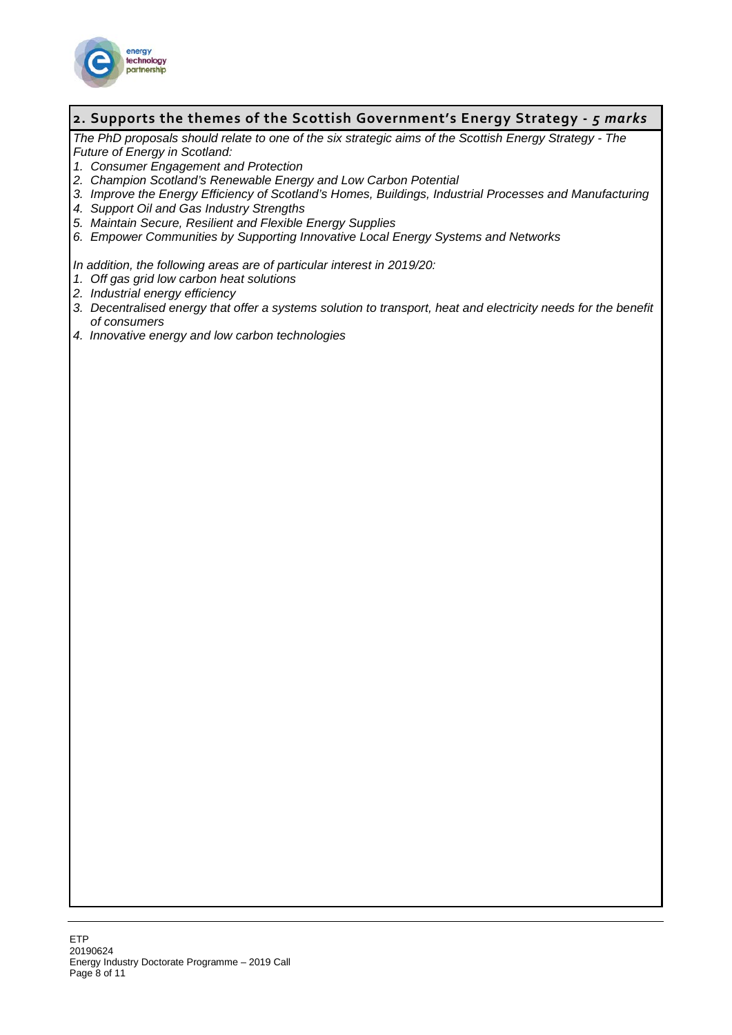## 2. Supports the themes of the Scottish Government's Energy Strategy - *5 marks*

*The PhD proposals should relate to one of the six strategic aims of the Scottish Energy Strategy - The Future of Energy in Scotland:*

1. *Consumer Engagement and Protection*
2. *Champion Scotland's Renewable Energy and Low Carbon Potential*
3. *Improve the Energy Efficiency of Scotland's Homes, Buildings, Industrial Processes and Manufacturing*
4. *Support Oil and Gas Industry Strengths*
5. *Maintain Secure, Resilient and Flexible Energy Supplies*
6. *Empower Communities by Supporting Innovative Local Energy Systems and Networks*

*In addition, the following areas are of particular interest in 2019/20:*

1. *Off gas grid low carbon heat solutions*
2. *Industrial energy efficiency*
3. *Decentralised energy that offer a systems solution to transport, heat and electricity needs for the benefit of consumers*
4. *Innovative energy and low carbon technologies*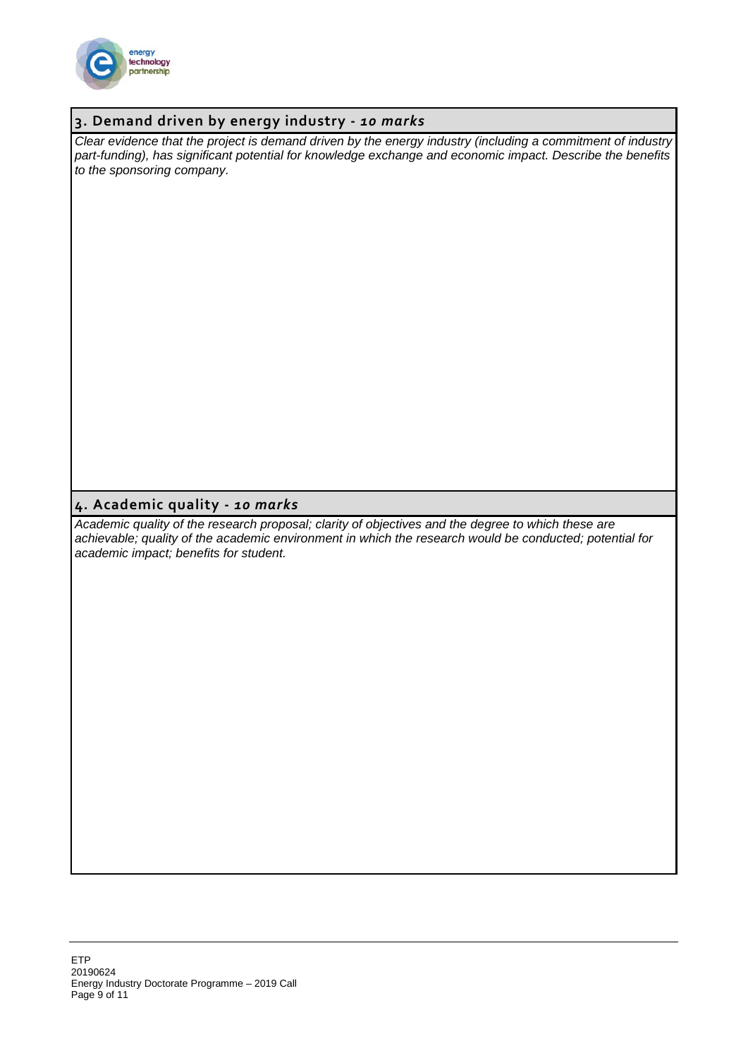## 3. Demand driven by energy industry - *10 marks*

*Clear evidence that the project is demand driven by the energy industry (including a commitment of industry part-funding), has significant potential for knowledge exchange and economic impact. Describe the benefits to the sponsoring company.*

## 4. Academic quality - *10 marks*

*Academic quality of the research proposal; clarity of objectives and the degree to which these are achievable; quality of the academic environment in which the research would be conducted; potential for academic impact; benefits for student.*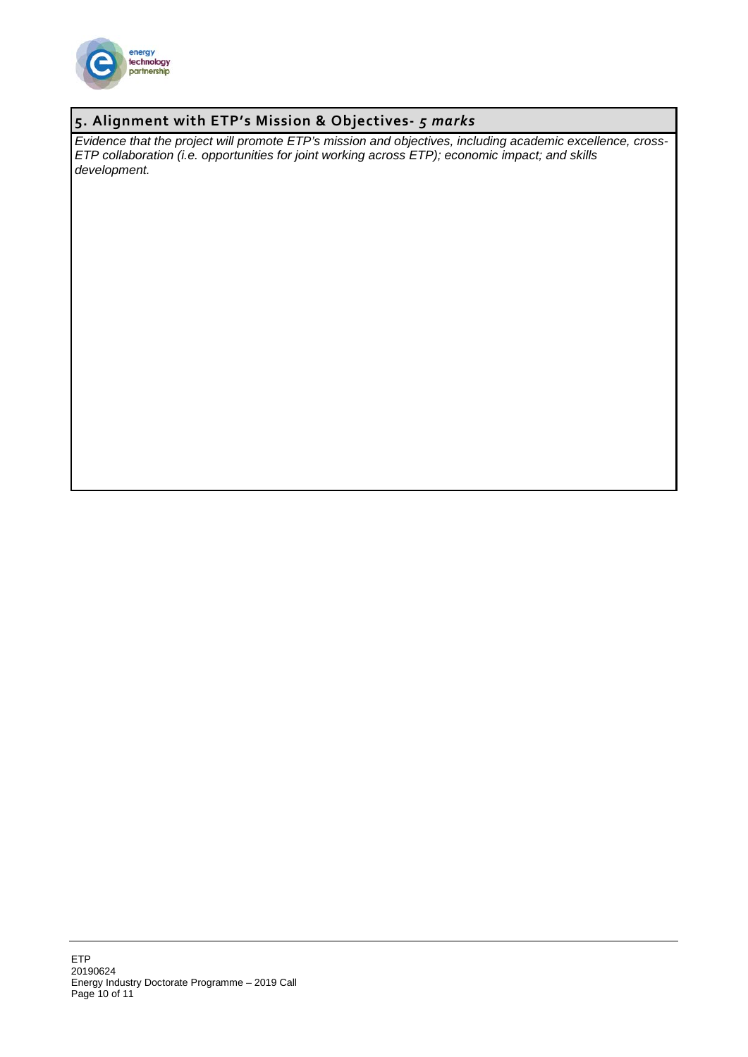## 5. Alignment with ETP's Mission & Objectives- *5 marks*

*Evidence that the project will promote ETP's mission and objectives, including academic excellence, cross-ETP collaboration (i.e. opportunities for joint working across ETP); economic impact; and skills development.*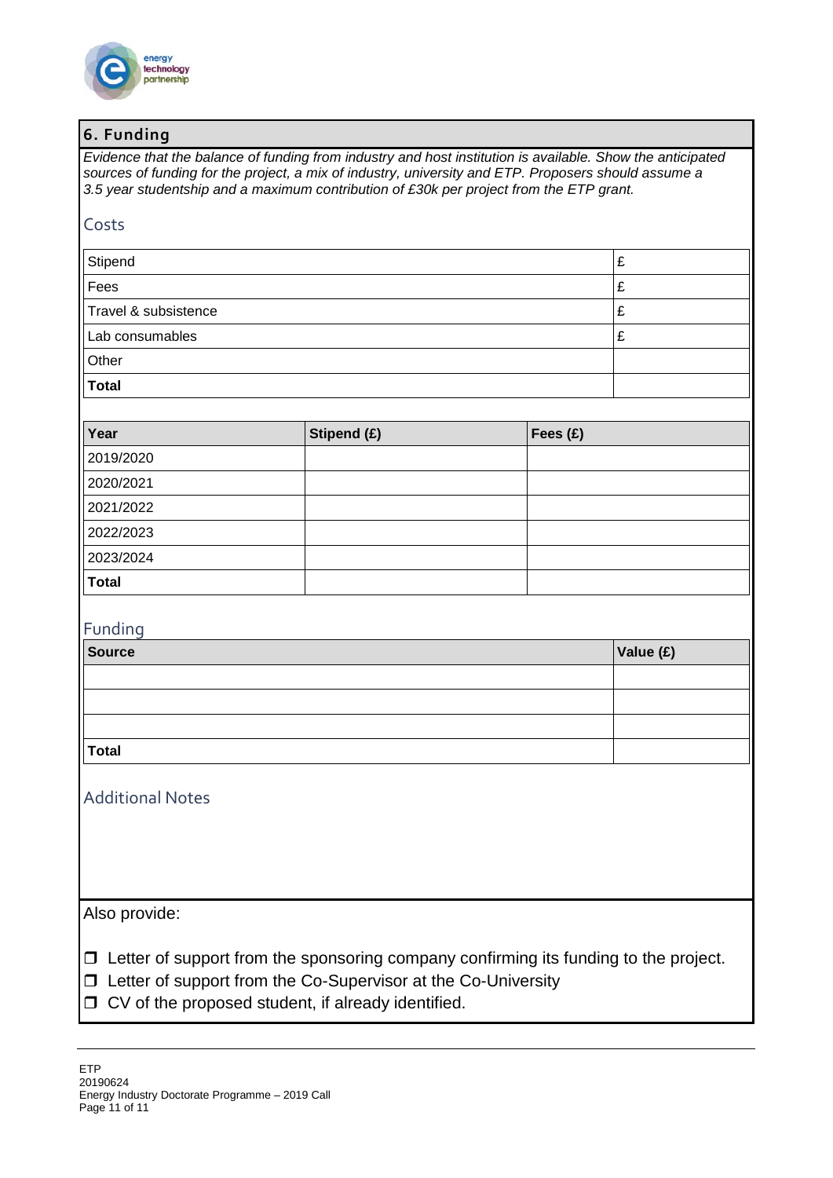## 6. Funding

*Evidence that the balance of funding from industry and host institution is available. Show the anticipated sources of funding for the project, a mix of industry, university and ETP. Proposers should assume a 3.5 year studentship and a maximum contribution of £30k per project from the ETP grant.*

### Costs

| | |
|---|---|
| Stipend | £ |
| Fees | £ |
| Travel & subsistence | £ |
| Lab consumables | £ |
| Other | |
| **Total** | |

| Year | Stipend (£) | Fees (£) |
|---|---|---|
| 2019/2020 | | |
| 2020/2021 | | |
| 2021/2022 | | |
| 2022/2023 | | |
| 2023/2024 | | |
| **Total** | | |

### Funding

| Source | Value (£) |
|---|---|
| | |
| | |
| | |
| **Total** | |

### Additional Notes

Also provide:

- ❒ Letter of support from the sponsoring company confirming its funding to the project.
- ❒ Letter of support from the Co-Supervisor at the Co-University
- ❒ CV of the proposed student, if already identified.